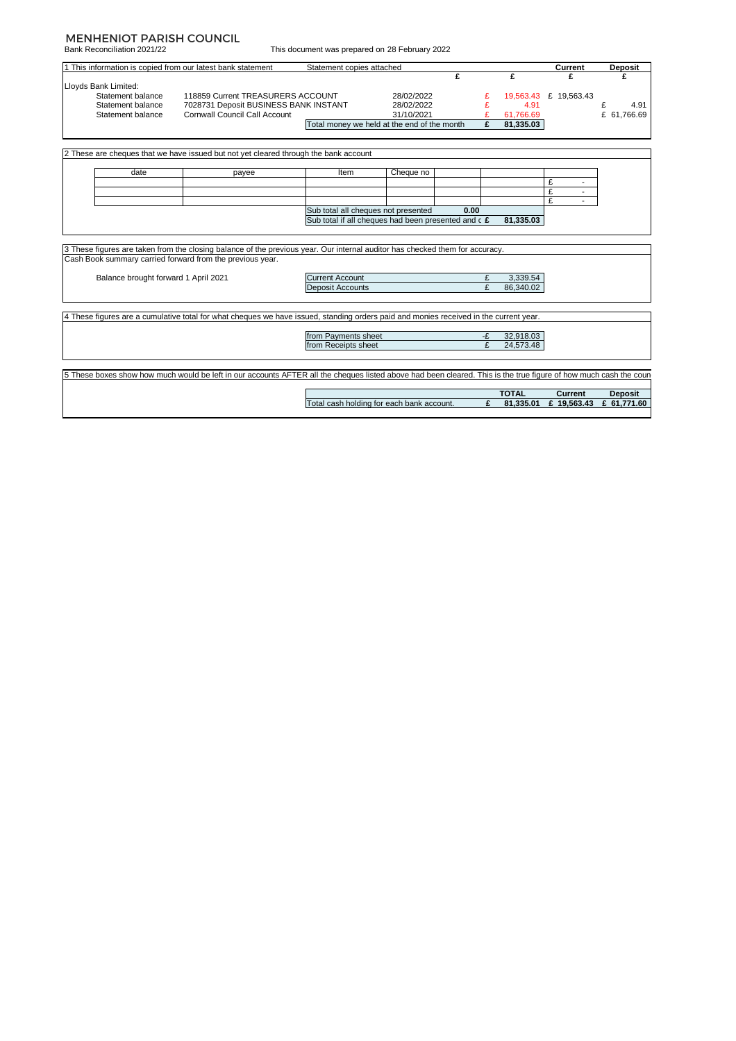# MENHENIOT PARISH COUNCIL

Bank Reconciliation 2021/22

This document was prepared on 28 February 2022

1 This information is copied from our latest bank statement — Statement copies attached

| | | | £ | £ | Current £ | Deposit £ |
|---|---|---|---|---|---|---|
| Lloyds Bank Limited: | | | | | | |
| Statement balance | 118859 Current TREASURERS ACCOUNT | 28/02/2022 | | £ 19,563.43 | £ 19,563.43 | |
| Statement balance | 7028731 Deposit BUSINESS BANK INSTANT | 28/02/2022 | | £ 4.91 | | £ 4.91 |
| Statement balance | Cornwall Council Call Account | 31/10/2021 | | £ 61,766.69 | | £ 61,766.69 |
| | Total money we held at the end of the month | | | **£ 81,335.03** | | |

2 These are cheques that we have issued but not yet cleared through the bank account

| date | payee | Item | Cheque no | | | |
|---|---|---|---|---|---|---|
| | | | | | | £ - |
| | | | | | | £ - |
| | | | | | | £ - |
| | | Sub total all cheques not presented | | 0.00 | | |
| | | Sub total if all cheques had been presented and c | | | **£ 81,335.03** | |

3 These figures are taken from the closing balance of the previous year. Our internal auditor has checked them for accuracy.
Cash Book summary carried forward from the previous year.

| Balance brought forward 1 April 2021 | | |
|---|---|---|
| | Current Account | £ 3,339.54 |
| | Deposit Accounts | £ 86,340.02 |

4 These figures are a cumulative total for what cheques we have issued, standing orders paid and monies received in the current year.

| | |
|---|---|
| from Payments sheet | -£ 32,918.03 |
| from Receipts sheet | £ 24,573.48 |

5 These boxes show how much would be left in our accounts AFTER all the cheques listed above had been cleared. This is the true figure of how much cash the coun

| | TOTAL | Current | Deposit |
|---|---|---|---|
| Total cash holding for each bank account. | **£ 81,335.01** | **£ 19,563.43** | **£ 61,771.60** |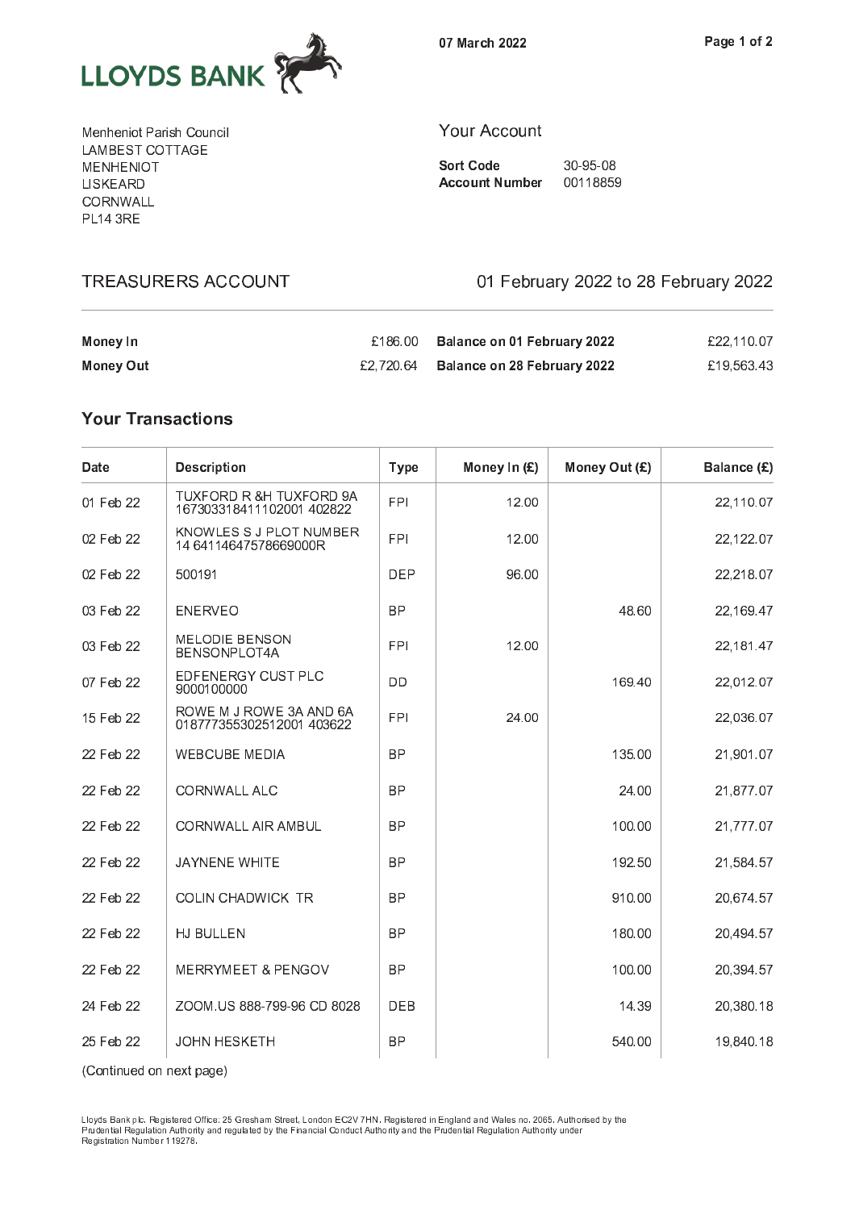LLOYDS BANK

07 March 2022

Menheniot Parish Council
LAMBEST COTTAGE
MENHENIOT
LISKEARD
CORNWALL
PL14 3RE

## Your Account

**Sort Code** 30-95-08
**Account Number** 00118859

## TREASURERS ACCOUNT

01 February 2022 to 28 February 2022

| | | | |
|---|---|---|---|
| **Money In** | £186.00 | **Balance on 01 February 2022** | £22,110.07 |
| **Money Out** | £2,720.64 | **Balance on 28 February 2022** | £19,563.43 |

## Your Transactions

| Date | Description | Type | Money In (£) | Money Out (£) | Balance (£) |
|---|---|---|---|---|---|
| 01 Feb 22 | TUXFORD R &H TUXFORD 9A 167303318411102001 402822 | FPI | 12.00 | | 22,110.07 |
| 02 Feb 22 | KNOWLES S J PLOT NUMBER 14 64114647578669000R | FPI | 12.00 | | 22,122.07 |
| 02 Feb 22 | 500191 | DEP | 96.00 | | 22,218.07 |
| 03 Feb 22 | ENERVEO | BP | | 48.60 | 22,169.47 |
| 03 Feb 22 | MELODIE BENSON BENSONPLOT4A | FPI | 12.00 | | 22,181.47 |
| 07 Feb 22 | EDFENERGY CUST PLC 9000100000 | DD | | 169.40 | 22,012.07 |
| 15 Feb 22 | ROWE M J ROWE 3A AND 6A 018777355302512001 403622 | FPI | 24.00 | | 22,036.07 |
| 22 Feb 22 | WEBCUBE MEDIA | BP | | 135.00 | 21,901.07 |
| 22 Feb 22 | CORNWALL ALC | BP | | 24.00 | 21,877.07 |
| 22 Feb 22 | CORNWALL AIR AMBUL | BP | | 100.00 | 21,777.07 |
| 22 Feb 22 | JAYNENE WHITE | BP | | 192.50 | 21,584.57 |
| 22 Feb 22 | COLIN CHADWICK TR | BP | | 910.00 | 20,674.57 |
| 22 Feb 22 | HJ BULLEN | BP | | 180.00 | 20,494.57 |
| 22 Feb 22 | MERRYMEET & PENGOV | BP | | 100.00 | 20,394.57 |
| 24 Feb 22 | ZOOM.US 888-799-96 CD 8028 | DEB | | 14.39 | 20,380.18 |
| 25 Feb 22 | JOHN HESKETH | BP | | 540.00 | 19,840.18 |

(Continued on next page)

Lloyds Bank plc. Registered Office: 25 Gresham Street, London EC2V 7HN. Registered in England and Wales no. 2065. Authorised by the Prudential Regulation Authority and regulated by the Financial Conduct Authority and the Prudential Regulation Authority under Registration Number 119278.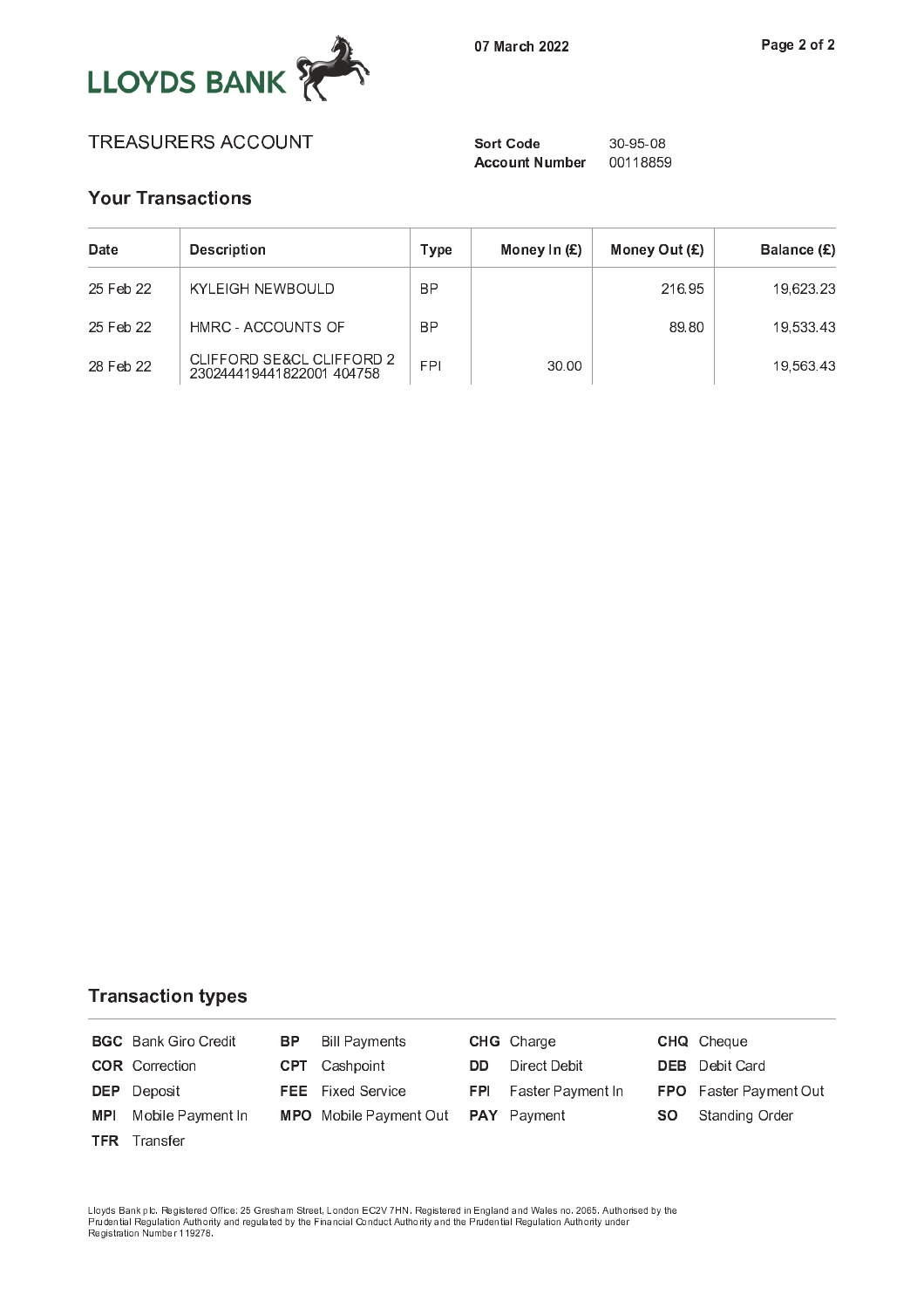LLOYDS BANK

07 March 2022

TREASURERS ACCOUNT

**Sort Code** 30-95-08
**Account Number** 00118859

## Your Transactions

| Date | Description | Type | Money In (£) | Money Out (£) | Balance (£) |
|---|---|---|---|---|---|
| 25 Feb 22 | KYLEIGH NEWBOULD | BP | | 216.95 | 19,623.23 |
| 25 Feb 22 | HMRC - ACCOUNTS OF | BP | | 89.80 | 19,533.43 |
| 28 Feb 22 | CLIFFORD SE&CL CLIFFORD 2 230244419441822001 404758 | FPI | 30.00 | | 19,563.43 |

## Transaction types

| | | | | | | | |
|---|---|---|---|---|---|---|---|
| **BGC** | Bank Giro Credit | **BP** | Bill Payments | **CHG** | Charge | **CHQ** | Cheque |
| **COR** | Correction | **CPT** | Cashpoint | **DD** | Direct Debit | **DEB** | Debit Card |
| **DEP** | Deposit | **FEE** | Fixed Service | **FPI** | Faster Payment In | **FPO** | Faster Payment Out |
| **MPI** | Mobile Payment In | **MPO** | Mobile Payment Out | **PAY** | Payment | **SO** | Standing Order |
| **TFR** | Transfer | | | | | | |

Lloyds Bank plc. Registered Office: 25 Gresham Street, London EC2V 7HN. Registered in England and Wales no. 2065. Authorised by the Prudential Regulation Authority and regulated by the Financial Conduct Authority and the Prudential Regulation Authority under Registration Number 119278.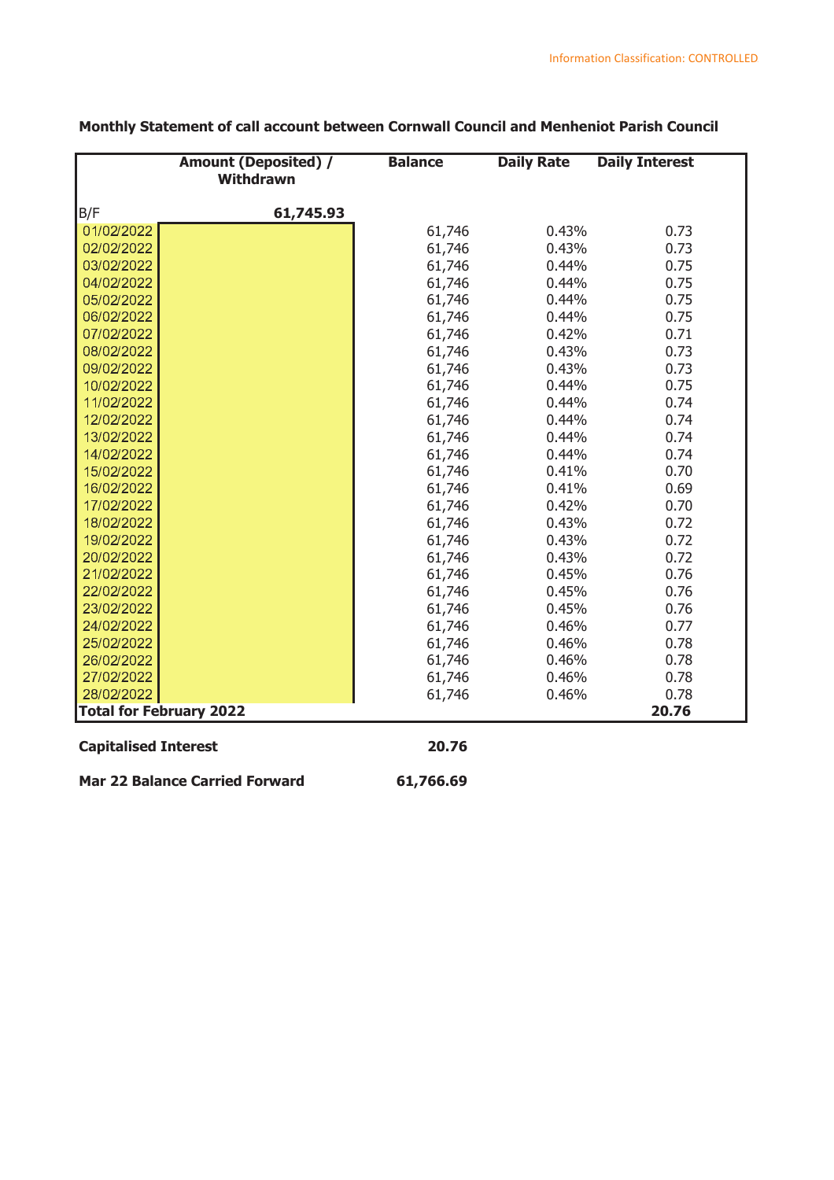**Monthly Statement of call account between Cornwall Council and Menheniot Parish Council**

| | Amount (Deposited) / Withdrawn | Balance | Daily Rate | Daily Interest |
|---|---|---|---|---|
| B/F | 61,745.93 | | | |
| 01/02/2022 | | 61,746 | 0.43% | 0.73 |
| 02/02/2022 | | 61,746 | 0.43% | 0.73 |
| 03/02/2022 | | 61,746 | 0.44% | 0.75 |
| 04/02/2022 | | 61,746 | 0.44% | 0.75 |
| 05/02/2022 | | 61,746 | 0.44% | 0.75 |
| 06/02/2022 | | 61,746 | 0.44% | 0.75 |
| 07/02/2022 | | 61,746 | 0.42% | 0.71 |
| 08/02/2022 | | 61,746 | 0.43% | 0.73 |
| 09/02/2022 | | 61,746 | 0.43% | 0.73 |
| 10/02/2022 | | 61,746 | 0.44% | 0.75 |
| 11/02/2022 | | 61,746 | 0.44% | 0.74 |
| 12/02/2022 | | 61,746 | 0.44% | 0.74 |
| 13/02/2022 | | 61,746 | 0.44% | 0.74 |
| 14/02/2022 | | 61,746 | 0.44% | 0.74 |
| 15/02/2022 | | 61,746 | 0.41% | 0.70 |
| 16/02/2022 | | 61,746 | 0.41% | 0.69 |
| 17/02/2022 | | 61,746 | 0.42% | 0.70 |
| 18/02/2022 | | 61,746 | 0.43% | 0.72 |
| 19/02/2022 | | 61,746 | 0.43% | 0.72 |
| 20/02/2022 | | 61,746 | 0.43% | 0.72 |
| 21/02/2022 | | 61,746 | 0.45% | 0.76 |
| 22/02/2022 | | 61,746 | 0.45% | 0.76 |
| 23/02/2022 | | 61,746 | 0.45% | 0.76 |
| 24/02/2022 | | 61,746 | 0.46% | 0.77 |
| 25/02/2022 | | 61,746 | 0.46% | 0.78 |
| 26/02/2022 | | 61,746 | 0.46% | 0.78 |
| 27/02/2022 | | 61,746 | 0.46% | 0.78 |
| 28/02/2022 | | 61,746 | 0.46% | 0.78 |
| **Total for February 2022** | | | | **20.76** |

**Capitalised Interest** **20.76**

**Mar 22 Balance Carried Forward** **61,766.69**